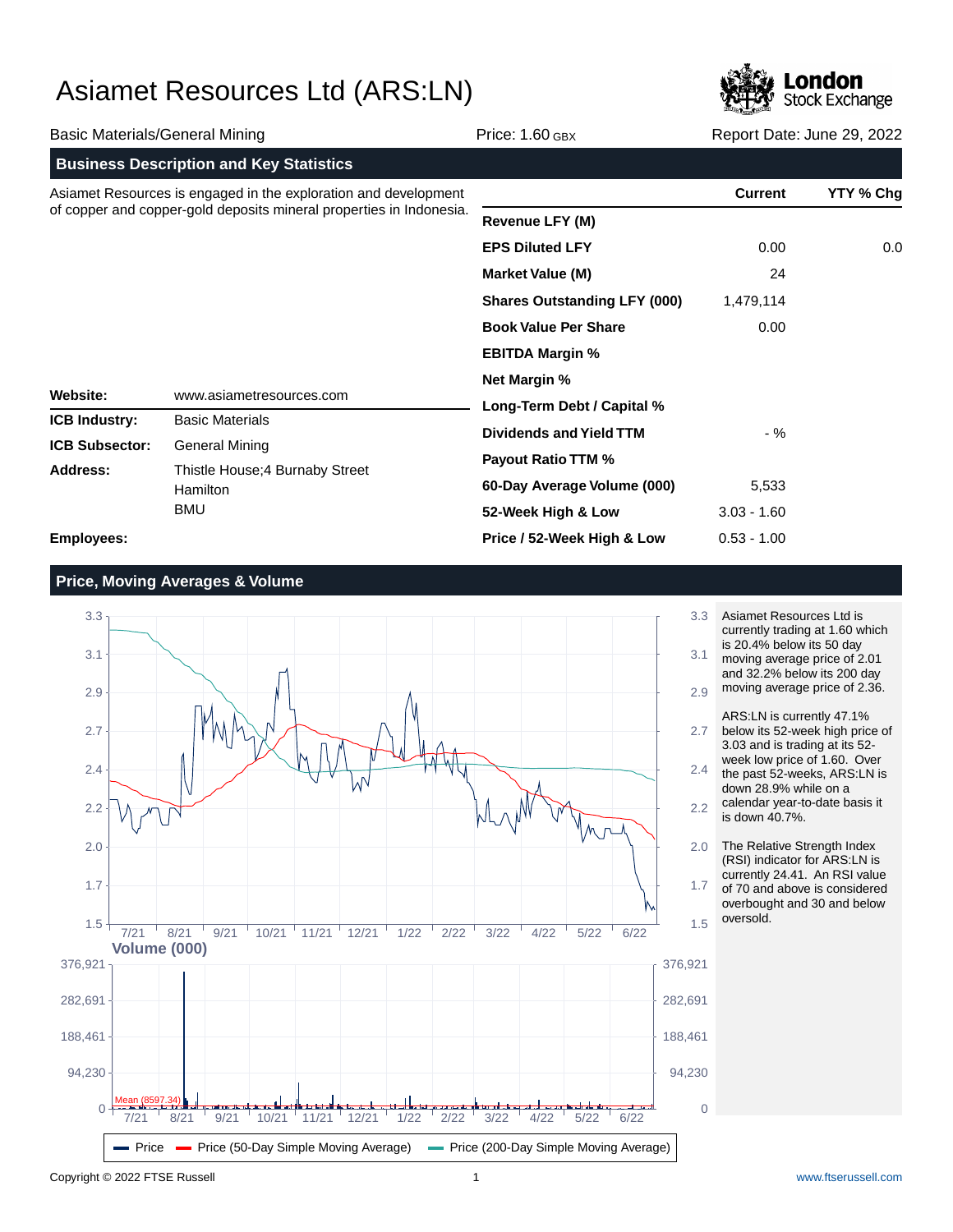# Asiamet Resources Ltd (ARS:LN)

Basic Materials/General Mining | Price: 1.60 GBX | Report Date: June 29, 2022

## Business Description and Key Statistics

Asiamet Resources is engaged in the exploration and development of copper and copper-gold deposits mineral properties in Indonesia.

| | Current | YTY % Chg |
|---|---|---|
| **Revenue LFY (M)** | | |
| **EPS Diluted LFY** | 0.00 | 0.0 |
| **Market Value (M)** | 24 | |
| **Shares Outstanding LFY (000)** | 1,479,114 | |
| **Book Value Per Share** | 0.00 | |
| **EBITDA Margin %** | | |
| **Net Margin %** | | |
| **Long-Term Debt / Capital %** | | |
| **Dividends and Yield TTM** | - % | |
| **Payout Ratio TTM %** | | |
| **60-Day Average Volume (000)** | 5,533 | |
| **52-Week High & Low** | 3.03 - 1.60 | |
| **Price / 52-Week High & Low** | 0.53 - 1.00 | |

| | |
|---|---|
| **Website:** | www.asiametresources.com |
| **ICB Industry:** | Basic Materials |
| **ICB Subsector:** | General Mining |
| **Address:** | Thistle House;4 Burnaby Street<br>Hamilton<br>BMU |
| **Employees:** | |

## Price, Moving Averages & Volume

Asiamet Resources Ltd is currently trading at 1.60 which is 20.4% below its 50 day moving average price of 2.01 and 32.2% below its 200 day moving average price of 2.36.

ARS:LN is currently 47.1% below its 52-week high price of 3.03 and is trading at its 52-week low price of 1.60. Over the past 52-weeks, ARS:LN is down 28.9% while on a calendar year-to-date basis it is down 40.7%.

The Relative Strength Index (RSI) indicator for ARS:LN is currently 24.41. An RSI value of 70 and above is considered overbought and 30 and below oversold.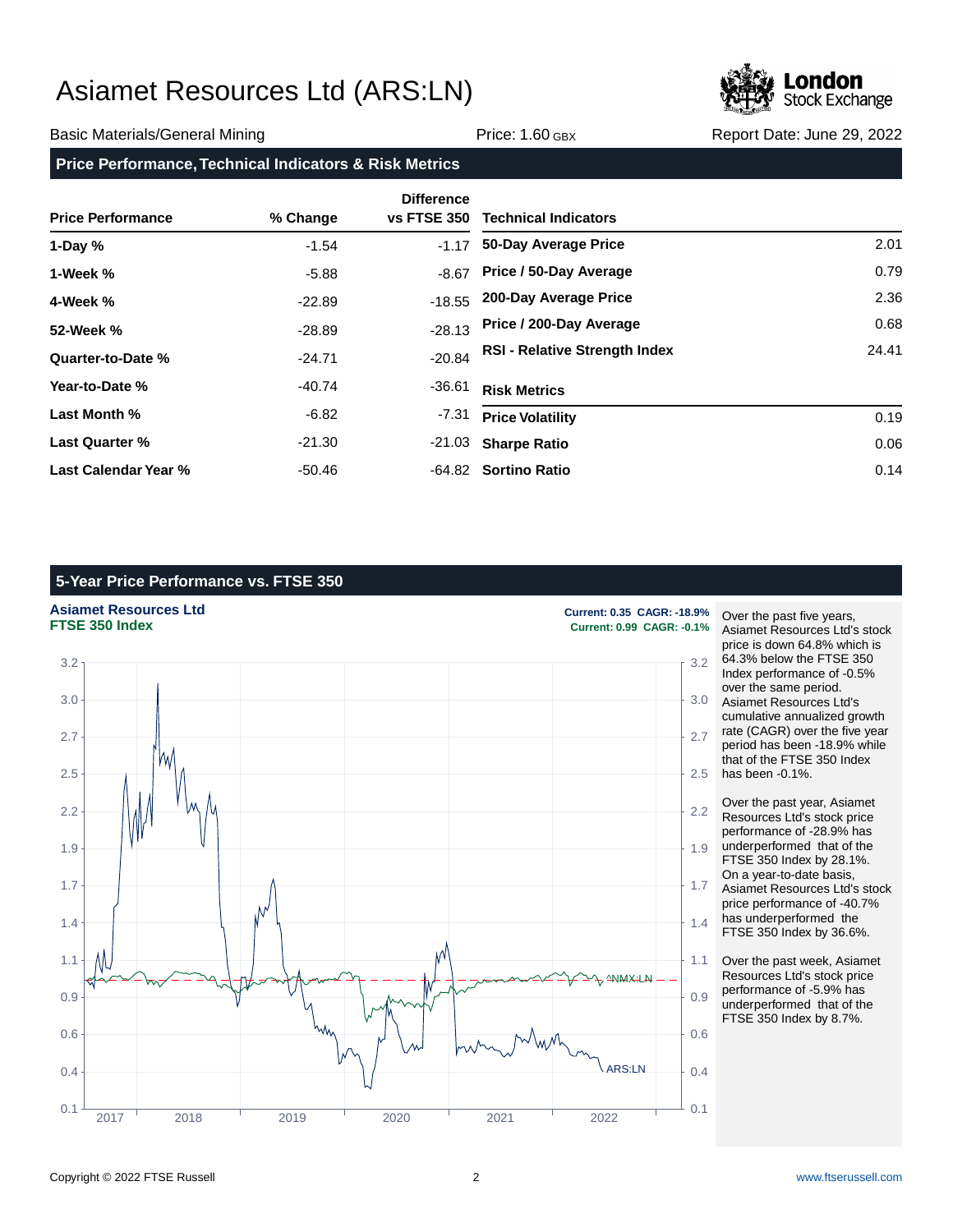# Asiamet Resources Ltd (ARS:LN)

Basic Materials/General Mining | Price: 1.60 GBX | Report Date: June 29, 2022

## Price Performance, Technical Indicators & Risk Metrics

| Price Performance | % Change | Difference vs FTSE 350 |
|---|---|---|
| 1-Day % | -1.54 | -1.17 |
| 1-Week % | -5.88 | -8.67 |
| 4-Week % | -22.89 | -18.55 |
| 52-Week % | -28.89 | -28.13 |
| Quarter-to-Date % | -24.71 | -20.84 |
| Year-to-Date % | -40.74 | -36.61 |
| Last Month % | -6.82 | -7.31 |
| Last Quarter % | -21.30 | -21.03 |
| Last Calendar Year % | -50.46 | -64.82 |

| Technical Indicators | |
|---|---|
| 50-Day Average Price | 2.01 |
| Price / 50-Day Average | 0.79 |
| 200-Day Average Price | 2.36 |
| Price / 200-Day Average | 0.68 |
| RSI - Relative Strength Index | 24.41 |

| Risk Metrics | |
|---|---|
| Price Volatility | 0.19 |
| Sharpe Ratio | 0.06 |
| Sortino Ratio | 0.14 |

## 5-Year Price Performance vs. FTSE 350

**Asiamet Resources Ltd** — Current: 0.35 CAGR: -18.9%
**FTSE 350 Index** — Current: 0.99 CAGR: -0.1%

Over the past five years, Asiamet Resources Ltd's stock price is down 64.8% which is 64.3% below the FTSE 350 Index performance of -0.5% over the same period. Asiamet Resources Ltd's cumulative annualized growth rate (CAGR) over the five year period has been -18.9% while that of the FTSE 350 Index has been -0.1%.

Over the past year, Asiamet Resources Ltd's stock price performance of -28.9% has underperformed that of the FTSE 350 Index by 28.1%. On a year-to-date basis, Asiamet Resources Ltd's stock price performance of -40.7% has underperformed the FTSE 350 Index by 36.6%.

Over the past week, Asiamet Resources Ltd's stock price performance of -5.9% has underperformed that of the FTSE 350 Index by 8.7%.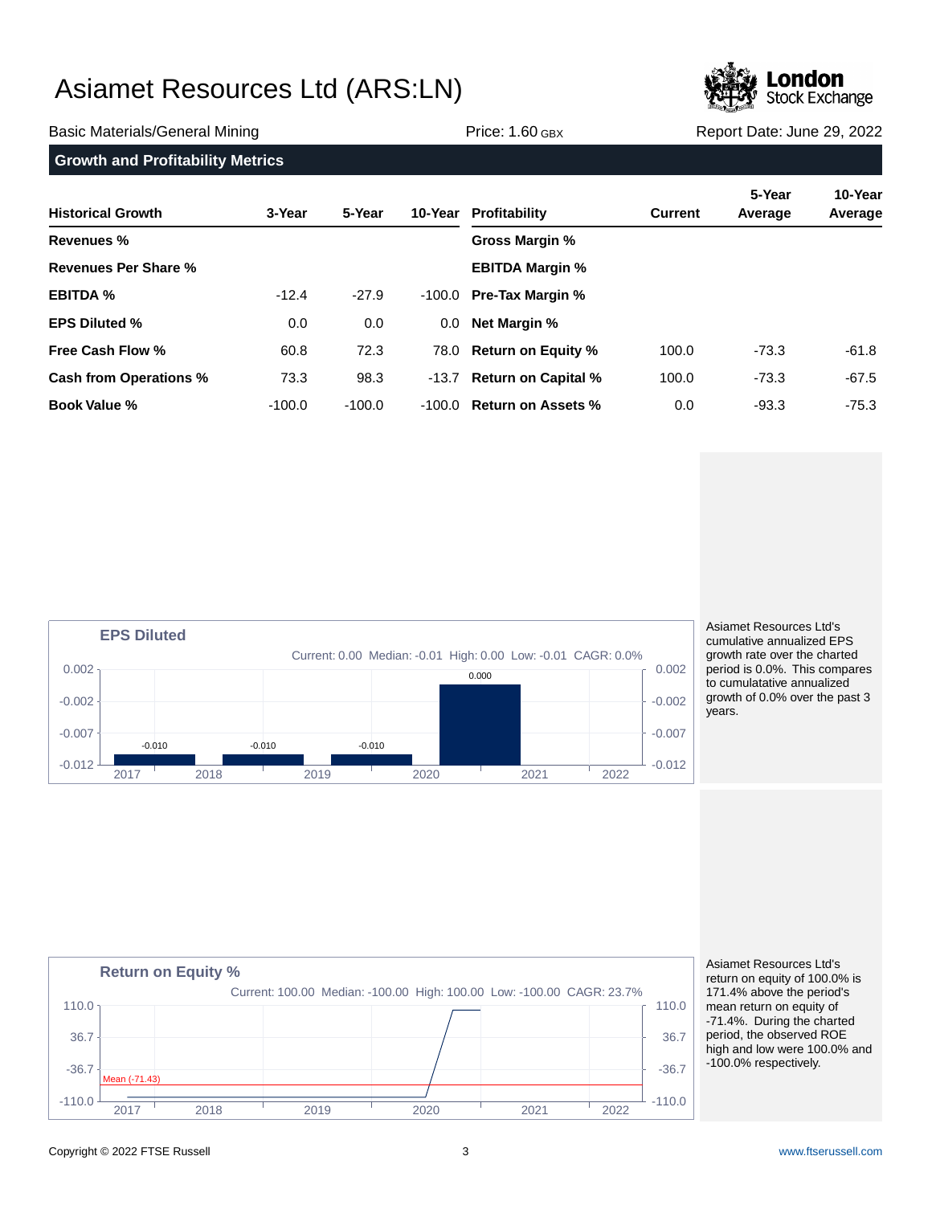# Asiamet Resources Ltd (ARS:LN)

Basic Materials/General Mining | Price: 1.60 GBX | Report Date: June 29, 2022

## Growth and Profitability Metrics

| Historical Growth | 3-Year | 5-Year | 10-Year | Profitability | Current | 5-Year Average | 10-Year Average |
|---|---|---|---|---|---|---|---|
| **Revenues %** | | | | **Gross Margin %** | | | |
| **Revenues Per Share %** | | | | **EBITDA Margin %** | | | |
| **EBITDA %** | -12.4 | -27.9 | -100.0 | **Pre-Tax Margin %** | | | |
| **EPS Diluted %** | 0.0 | 0.0 | 0.0 | **Net Margin %** | | | |
| **Free Cash Flow %** | 60.8 | 72.3 | 78.0 | **Return on Equity %** | 100.0 | -73.3 | -61.8 |
| **Cash from Operations %** | 73.3 | 98.3 | -13.7 | **Return on Capital %** | 100.0 | -73.3 | -67.5 |
| **Book Value %** | -100.0 | -100.0 | -100.0 | **Return on Assets %** | 0.0 | -93.3 | -75.3 |

### EPS Diluted

Current: 0.00 Median: -0.01 High: 0.00 Low: -0.01 CAGR: 0.0%

| 2017 | 2018 | 2019 | 2020 |
|---|---|---|---|
| -0.010 | -0.010 | -0.010 | 0.000 |

Asiamet Resources Ltd's cumulative annualized EPS growth rate over the charted period is 0.0%. This compares to cumulatative annualized growth of 0.0% over the past 3 years.

### Return on Equity %

Current: 100.00 Median: -100.00 High: 100.00 Low: -100.00 CAGR: 23.7%

Mean (-71.43)

Asiamet Resources Ltd's return on equity of 100.0% is 171.4% above the period's mean return on equity of -71.4%. During the charted period, the observed ROE high and low were 100.0% and -100.0% respectively.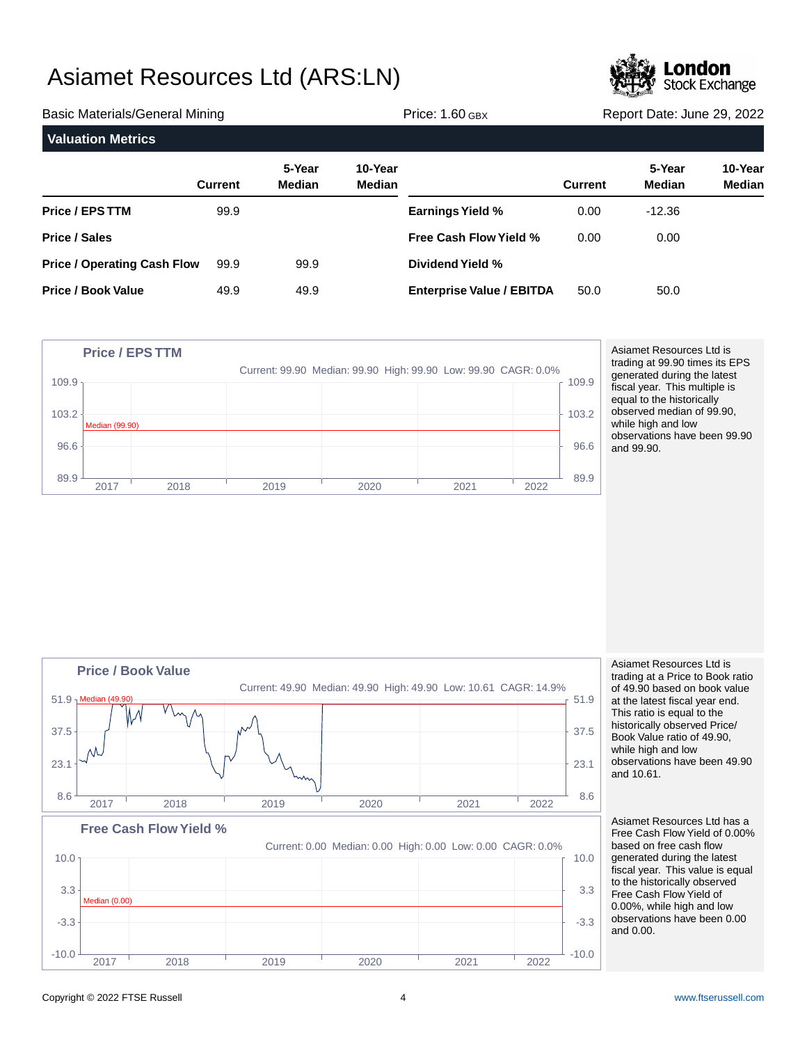# Asiamet Resources Ltd (ARS:LN)

Basic Materials/General Mining | Price: 1.60 GBX | Report Date: June 29, 2022

## Valuation Metrics

| | Current | 5-Year Median | 10-Year Median |
|---|---|---|---|
| **Price / EPS TTM** | 99.9 | | |
| **Price / Sales** | | | |
| **Price / Operating Cash Flow** | 99.9 | 99.9 | |
| **Price / Book Value** | 49.9 | 49.9 | |

| | Current | 5-Year Median | 10-Year Median |
|---|---|---|---|
| **Earnings Yield %** | 0.00 | -12.36 | |
| **Free Cash Flow Yield %** | 0.00 | 0.00 | |
| **Dividend Yield %** | | | |
| **Enterprise Value / EBITDA** | 50.0 | 50.0 | |

### Price / EPS TTM

Current: 99.90 Median: 99.90 High: 99.90 Low: 99.90 CAGR: 0.0%

Asiamet Resources Ltd is trading at 99.90 times its EPS generated during the latest fiscal year. This multiple is equal to the historically observed median of 99.90, while high and low observations have been 99.90 and 99.90.

### Price / Book Value

Current: 49.90 Median: 49.90 High: 49.90 Low: 10.61 CAGR: 14.9%

Asiamet Resources Ltd is trading at a Price to Book ratio of 49.90 based on book value at the latest fiscal year end. This ratio is equal to the historically observed Price/ Book Value ratio of 49.90, while high and low observations have been 49.90 and 10.61.

### Free Cash Flow Yield %

Current: 0.00 Median: 0.00 High: 0.00 Low: 0.00 CAGR: 0.0%

Asiamet Resources Ltd has a Free Cash Flow Yield of 0.00% based on free cash flow generated during the latest fiscal year. This value is equal to the historically observed Free Cash Flow Yield of 0.00%, while high and low observations have been 0.00 and 0.00.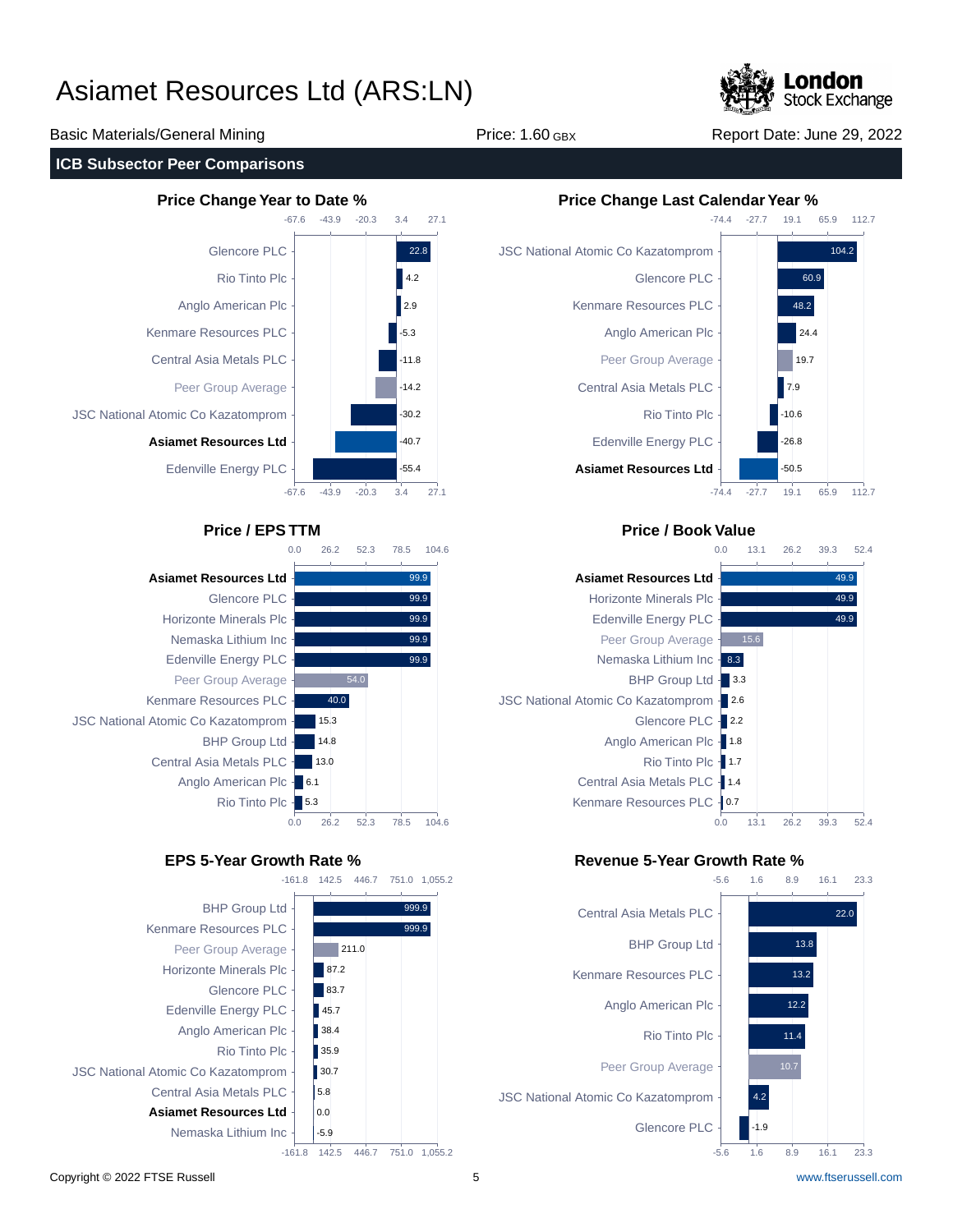# Asiamet Resources Ltd (ARS:LN)

Basic Materials/General Mining | Price: 1.60 GBX | Report Date: June 29, 2022

## ICB Subsector Peer Comparisons

### Price Change Year to Date %

| Company | Value |
|---|---|
| Glencore PLC | 22.8 |
| Rio Tinto Plc | 4.2 |
| Anglo American Plc | 2.9 |
| Kenmare Resources PLC | -5.3 |
| Central Asia Metals PLC | -11.8 |
| Peer Group Average | -14.2 |
| JSC National Atomic Co Kazatomprom | -30.2 |
| **Asiamet Resources Ltd** | -40.7 |
| Edenville Energy PLC | -55.4 |

### Price Change Last Calendar Year %

| Company | Value |
|---|---|
| JSC National Atomic Co Kazatomprom | 104.2 |
| Glencore PLC | 60.9 |
| Kenmare Resources PLC | 48.2 |
| Anglo American Plc | 24.4 |
| Peer Group Average | 19.7 |
| Central Asia Metals PLC | 7.9 |
| Rio Tinto Plc | -10.6 |
| Edenville Energy PLC | -26.8 |
| **Asiamet Resources Ltd** | -50.5 |

### Price / EPS TTM

| Company | Value |
|---|---|
| **Asiamet Resources Ltd** | 99.9 |
| Glencore PLC | 99.9 |
| Horizonte Minerals Plc | 99.9 |
| Nemaska Lithium Inc | 99.9 |
| Edenville Energy PLC | 99.9 |
| Peer Group Average | 54.0 |
| Kenmare Resources PLC | 40.0 |
| JSC National Atomic Co Kazatomprom | 15.3 |
| BHP Group Ltd | 14.8 |
| Central Asia Metals PLC | 13.0 |
| Anglo American Plc | 6.1 |
| Rio Tinto Plc | 5.3 |

### Price / Book Value

| Company | Value |
|---|---|
| **Asiamet Resources Ltd** | 49.9 |
| Horizonte Minerals Plc | 49.9 |
| Edenville Energy PLC | 49.9 |
| Peer Group Average | 15.6 |
| Nemaska Lithium Inc | 8.3 |
| BHP Group Ltd | 3.3 |
| JSC National Atomic Co Kazatomprom | 2.6 |
| Glencore PLC | 2.2 |
| Anglo American Plc | 1.8 |
| Rio Tinto Plc | 1.7 |
| Central Asia Metals PLC | 1.4 |
| Kenmare Resources PLC | 0.7 |

### EPS 5-Year Growth Rate %

| Company | Value |
|---|---|
| BHP Group Ltd | 999.9 |
| Kenmare Resources PLC | 999.9 |
| Peer Group Average | 211.0 |
| Horizonte Minerals Plc | 87.2 |
| Glencore PLC | 83.7 |
| Edenville Energy PLC | 45.7 |
| Anglo American Plc | 38.4 |
| Rio Tinto Plc | 35.9 |
| JSC National Atomic Co Kazatomprom | 30.7 |
| Central Asia Metals PLC | 5.8 |
| **Asiamet Resources Ltd** | 0.0 |
| Nemaska Lithium Inc | -5.9 |

### Revenue 5-Year Growth Rate %

| Company | Value |
|---|---|
| Central Asia Metals PLC | 22.0 |
| BHP Group Ltd | 13.8 |
| Kenmare Resources PLC | 13.2 |
| Anglo American Plc | 12.2 |
| Rio Tinto Plc | 11.4 |
| Peer Group Average | 10.7 |
| JSC National Atomic Co Kazatomprom | 4.2 |
| Glencore PLC | -1.9 |

Copyright © 2022 FTSE Russell | www.ftserussell.com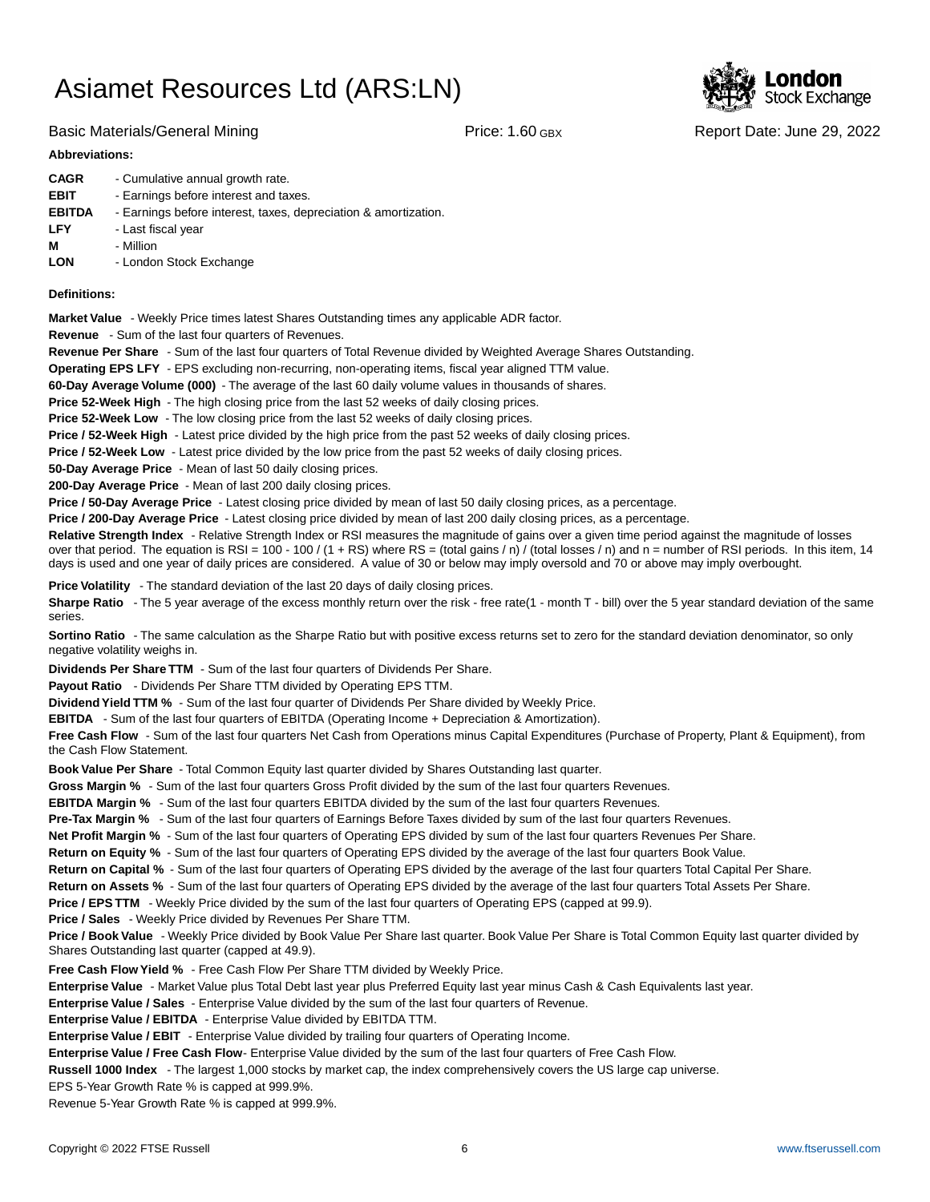# Asiamet Resources Ltd (ARS:LN)

Basic Materials/General Mining | Price: 1.60 GBX | Report Date: June 29, 2022

**Abbreviations:**

**CAGR** - Cumulative annual growth rate.
**EBIT** - Earnings before interest and taxes.
**EBITDA** - Earnings before interest, taxes, depreciation & amortization.
**LFY** - Last fiscal year
**M** - Million
**LON** - London Stock Exchange

**Definitions:**

**Market Value** - Weekly Price times latest Shares Outstanding times any applicable ADR factor.
**Revenue** - Sum of the last four quarters of Revenues.
**Revenue Per Share** - Sum of the last four quarters of Total Revenue divided by Weighted Average Shares Outstanding.
**Operating EPS LFY** - EPS excluding non-recurring, non-operating items, fiscal year aligned TTM value.
**60-Day Average Volume (000)** - The average of the last 60 daily volume values in thousands of shares.
**Price 52-Week High** - The high closing price from the last 52 weeks of daily closing prices.
**Price 52-Week Low** - The low closing price from the last 52 weeks of daily closing prices.
**Price / 52-Week High** - Latest price divided by the high price from the past 52 weeks of daily closing prices.
**Price / 52-Week Low** - Latest price divided by the low price from the past 52 weeks of daily closing prices.
**50-Day Average Price** - Mean of last 50 daily closing prices.
**200-Day Average Price** - Mean of last 200 daily closing prices.
**Price / 50-Day Average Price** - Latest closing price divided by mean of last 50 daily closing prices, as a percentage.
**Price / 200-Day Average Price** - Latest closing price divided by mean of last 200 daily closing prices, as a percentage.
**Relative Strength Index** - Relative Strength Index or RSI measures the magnitude of gains over a given time period against the magnitude of losses over that period. The equation is RSI = 100 - 100 / (1 + RS) where RS = (total gains / n) / (total losses / n) and n = number of RSI periods. In this item, 14 days is used and one year of daily prices are considered. A value of 30 or below may imply oversold and 70 or above may imply overbought.
**Price Volatility** - The standard deviation of the last 20 days of daily closing prices.
**Sharpe Ratio** - The 5 year average of the excess monthly return over the risk - free rate(1 - month T - bill) over the 5 year standard deviation of the same series.
**Sortino Ratio** - The same calculation as the Sharpe Ratio but with positive excess returns set to zero for the standard deviation denominator, so only negative volatility weighs in.
**Dividends Per Share TTM** - Sum of the last four quarters of Dividends Per Share.
**Payout Ratio** - Dividends Per Share TTM divided by Operating EPS TTM.
**Dividend Yield TTM %** - Sum of the last four quarter of Dividends Per Share divided by Weekly Price.
**EBITDA** - Sum of the last four quarters of EBITDA (Operating Income + Depreciation & Amortization).
**Free Cash Flow** - Sum of the last four quarters Net Cash from Operations minus Capital Expenditures (Purchase of Property, Plant & Equipment), from the Cash Flow Statement.
**Book Value Per Share** - Total Common Equity last quarter divided by Shares Outstanding last quarter.
**Gross Margin %** - Sum of the last four quarters Gross Profit divided by the sum of the last four quarters Revenues.
**EBITDA Margin %** - Sum of the last four quarters EBITDA divided by the sum of the last four quarters Revenues.
**Pre-Tax Margin %** - Sum of the last four quarters of Earnings Before Taxes divided by sum of the last four quarters Revenues.
**Net Profit Margin %** - Sum of the last four quarters of Operating EPS divided by sum of the last four quarters Revenues Per Share.
**Return on Equity %** - Sum of the last four quarters of Operating EPS divided by the average of the last four quarters Book Value.
**Return on Capital %** - Sum of the last four quarters of Operating EPS divided by the average of the last four quarters Total Capital Per Share.
**Return on Assets %** - Sum of the last four quarters of Operating EPS divided by the average of the last four quarters Total Assets Per Share.
**Price / EPS TTM** - Weekly Price divided by the sum of the last four quarters of Operating EPS (capped at 99.9).
**Price / Sales** - Weekly Price divided by Revenues Per Share TTM.
**Price / Book Value** - Weekly Price divided by Book Value Per Share last quarter. Book Value Per Share is Total Common Equity last quarter divided by Shares Outstanding last quarter (capped at 49.9).
**Free Cash Flow Yield %** - Free Cash Flow Per Share TTM divided by Weekly Price.
**Enterprise Value** - Market Value plus Total Debt last year plus Preferred Equity last year minus Cash & Cash Equivalents last year.
**Enterprise Value / Sales** - Enterprise Value divided by the sum of the last four quarters of Revenue.
**Enterprise Value / EBITDA** - Enterprise Value divided by EBITDA TTM.
**Enterprise Value / EBIT** - Enterprise Value divided by trailing four quarters of Operating Income.
**Enterprise Value / Free Cash Flow**- Enterprise Value divided by the sum of the last four quarters of Free Cash Flow.
**Russell 1000 Index** - The largest 1,000 stocks by market cap, the index comprehensively covers the US large cap universe.
EPS 5-Year Growth Rate % is capped at 999.9%.
Revenue 5-Year Growth Rate % is capped at 999.9%.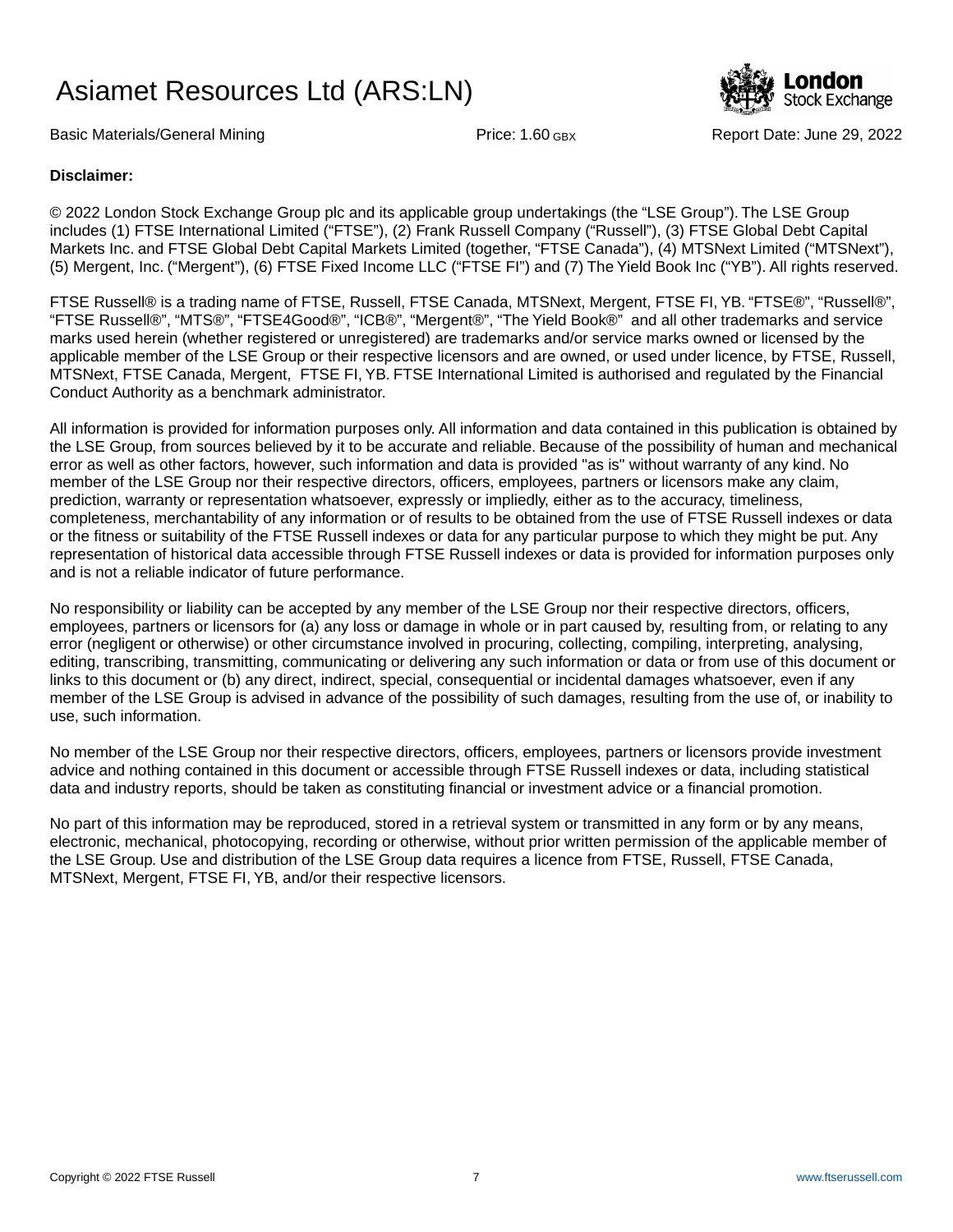# Asiamet Resources Ltd (ARS:LN)

Basic Materials/General Mining | Price: 1.60 GBX | Report Date: June 29, 2022

**Disclaimer:**

© 2022 London Stock Exchange Group plc and its applicable group undertakings (the "LSE Group"). The LSE Group includes (1) FTSE International Limited ("FTSE"), (2) Frank Russell Company ("Russell"), (3) FTSE Global Debt Capital Markets Inc. and FTSE Global Debt Capital Markets Limited (together, "FTSE Canada"), (4) MTSNext Limited ("MTSNext"), (5) Mergent, Inc. ("Mergent"), (6) FTSE Fixed Income LLC ("FTSE FI") and (7) The Yield Book Inc ("YB"). All rights reserved.

FTSE Russell® is a trading name of FTSE, Russell, FTSE Canada, MTSNext, Mergent, FTSE FI, YB. "FTSE®", "Russell®", "FTSE Russell®", "MTS®", "FTSE4Good®", "ICB®", "Mergent®", "The Yield Book®" and all other trademarks and service marks used herein (whether registered or unregistered) are trademarks and/or service marks owned or licensed by the applicable member of the LSE Group or their respective licensors and are owned, or used under licence, by FTSE, Russell, MTSNext, FTSE Canada, Mergent, FTSE FI, YB. FTSE International Limited is authorised and regulated by the Financial Conduct Authority as a benchmark administrator.

All information is provided for information purposes only. All information and data contained in this publication is obtained by the LSE Group, from sources believed by it to be accurate and reliable. Because of the possibility of human and mechanical error as well as other factors, however, such information and data is provided "as is" without warranty of any kind. No member of the LSE Group nor their respective directors, officers, employees, partners or licensors make any claim, prediction, warranty or representation whatsoever, expressly or impliedly, either as to the accuracy, timeliness, completeness, merchantability of any information or of results to be obtained from the use of FTSE Russell indexes or data or the fitness or suitability of the FTSE Russell indexes or data for any particular purpose to which they might be put. Any representation of historical data accessible through FTSE Russell indexes or data is provided for information purposes only and is not a reliable indicator of future performance.

No responsibility or liability can be accepted by any member of the LSE Group nor their respective directors, officers, employees, partners or licensors for (a) any loss or damage in whole or in part caused by, resulting from, or relating to any error (negligent or otherwise) or other circumstance involved in procuring, collecting, compiling, interpreting, analysing, editing, transcribing, transmitting, communicating or delivering any such information or data or from use of this document or links to this document or (b) any direct, indirect, special, consequential or incidental damages whatsoever, even if any member of the LSE Group is advised in advance of the possibility of such damages, resulting from the use of, or inability to use, such information.

No member of the LSE Group nor their respective directors, officers, employees, partners or licensors provide investment advice and nothing contained in this document or accessible through FTSE Russell indexes or data, including statistical data and industry reports, should be taken as constituting financial or investment advice or a financial promotion.

No part of this information may be reproduced, stored in a retrieval system or transmitted in any form or by any means, electronic, mechanical, photocopying, recording or otherwise, without prior written permission of the applicable member of the LSE Group. Use and distribution of the LSE Group data requires a licence from FTSE, Russell, FTSE Canada, MTSNext, Mergent, FTSE FI, YB, and/or their respective licensors.